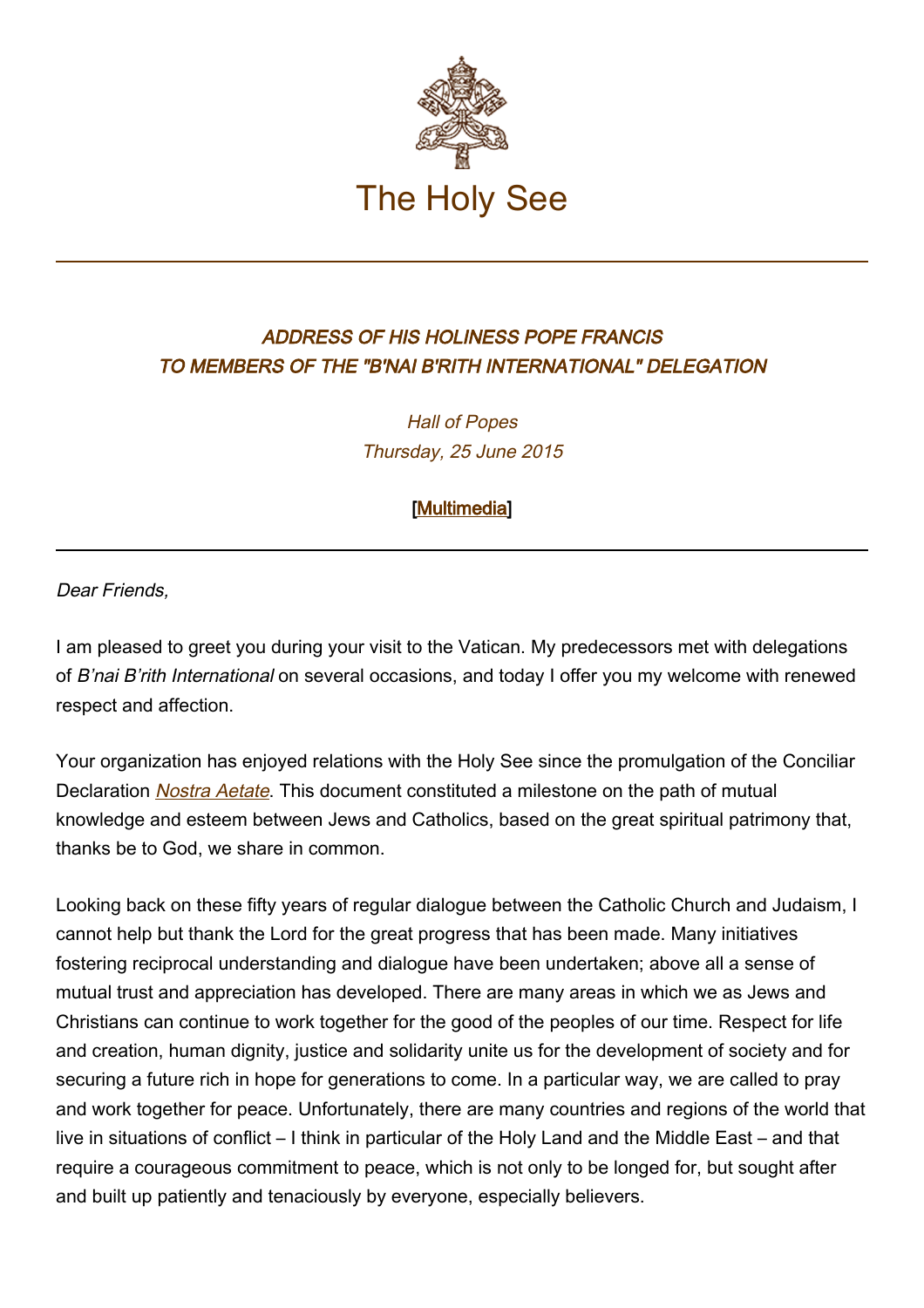# The Holy See

---

## *ADDRESS OF HIS HOLINESS POPE FRANCIS TO MEMBERS OF THE "B'NAI B'RITH INTERNATIONAL" DELEGATION*

*Hall of Popes*
*Thursday, 25 June 2015*

**[Multimedia]**

---

*Dear Friends,*

I am pleased to greet you during your visit to the Vatican. My predecessors met with delegations of *B'nai B'rith International* on several occasions, and today I offer you my welcome with renewed respect and affection.

Your organization has enjoyed relations with the Holy See since the promulgation of the Conciliar Declaration *Nostra Aetate*. This document constituted a milestone on the path of mutual knowledge and esteem between Jews and Catholics, based on the great spiritual patrimony that, thanks be to God, we share in common.

Looking back on these fifty years of regular dialogue between the Catholic Church and Judaism, I cannot help but thank the Lord for the great progress that has been made. Many initiatives fostering reciprocal understanding and dialogue have been undertaken; above all a sense of mutual trust and appreciation has developed. There are many areas in which we as Jews and Christians can continue to work together for the good of the peoples of our time. Respect for life and creation, human dignity, justice and solidarity unite us for the development of society and for securing a future rich in hope for generations to come. In a particular way, we are called to pray and work together for peace. Unfortunately, there are many countries and regions of the world that live in situations of conflict – I think in particular of the Holy Land and the Middle East – and that require a courageous commitment to peace, which is not only to be longed for, but sought after and built up patiently and tenaciously by everyone, especially believers.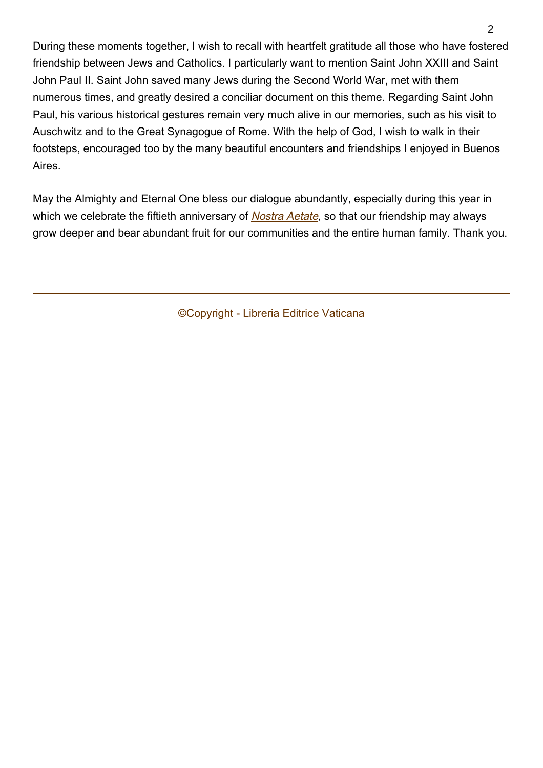During these moments together, I wish to recall with heartfelt gratitude all those who have fostered friendship between Jews and Catholics. I particularly want to mention Saint John XXIII and Saint John Paul II. Saint John saved many Jews during the Second World War, met with them numerous times, and greatly desired a conciliar document on this theme. Regarding Saint John Paul, his various historical gestures remain very much alive in our memories, such as his visit to Auschwitz and to the Great Synagogue of Rome. With the help of God, I wish to walk in their footsteps, encouraged too by the many beautiful encounters and friendships I enjoyed in Buenos Aires.

May the Almighty and Eternal One bless our dialogue abundantly, especially during this year in which we celebrate the fiftieth anniversary of *Nostra Aetate*, so that our friendship may always grow deeper and bear abundant fruit for our communities and the entire human family. Thank you.

---

©Copyright - Libreria Editrice Vaticana